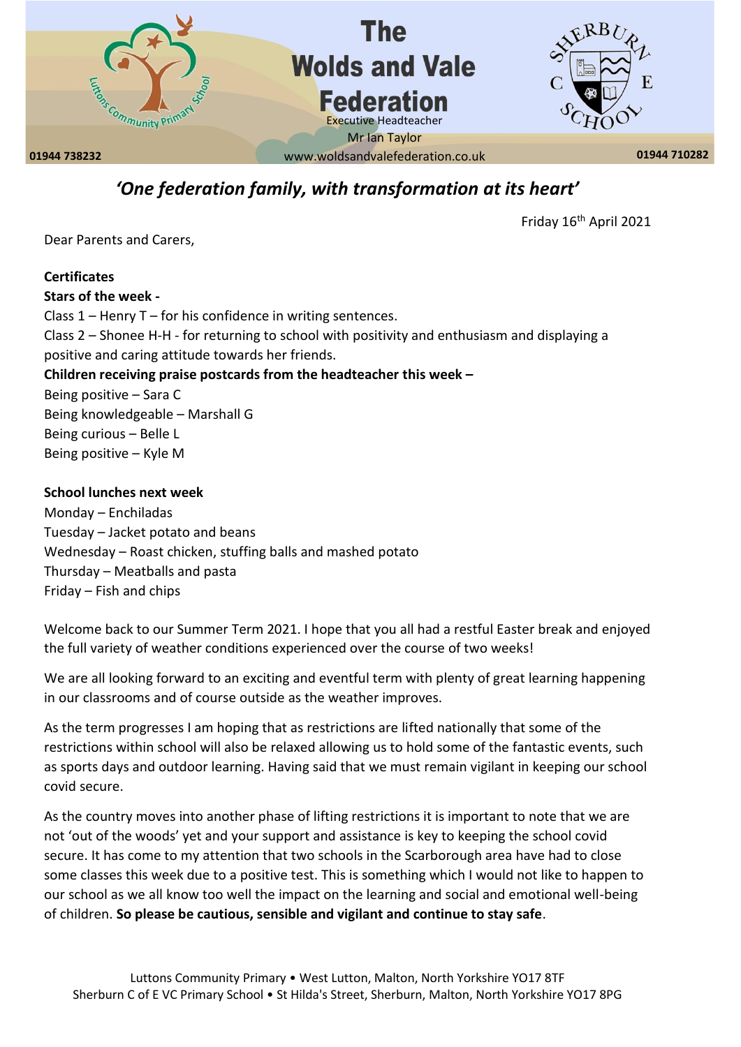# The Wolds and Vale Federation

Executive Headteacher
Mr Ian Taylor

01944 738232 www.woldsandvalefederation.co.uk 01944 710282

## *'One federation family, with transformation at its heart'*

Friday 16th April 2021

Dear Parents and Carers,

**Certificates**

**Stars of the week -**

Class 1 – Henry T – for his confidence in writing sentences.

Class 2 – Shonee H-H - for returning to school with positivity and enthusiasm and displaying a positive and caring attitude towards her friends.

**Children receiving praise postcards from the headteacher this week –**

Being positive – Sara C

Being knowledgeable – Marshall G

Being curious – Belle L

Being positive – Kyle M

**School lunches next week**

Monday – Enchiladas

Tuesday – Jacket potato and beans

Wednesday – Roast chicken, stuffing balls and mashed potato

Thursday – Meatballs and pasta

Friday – Fish and chips

Welcome back to our Summer Term 2021. I hope that you all had a restful Easter break and enjoyed the full variety of weather conditions experienced over the course of two weeks!

We are all looking forward to an exciting and eventful term with plenty of great learning happening in our classrooms and of course outside as the weather improves.

As the term progresses I am hoping that as restrictions are lifted nationally that some of the restrictions within school will also be relaxed allowing us to hold some of the fantastic events, such as sports days and outdoor learning. Having said that we must remain vigilant in keeping our school covid secure.

As the country moves into another phase of lifting restrictions it is important to note that we are not 'out of the woods' yet and your support and assistance is key to keeping the school covid secure. It has come to my attention that two schools in the Scarborough area have had to close some classes this week due to a positive test. This is something which I would not like to happen to our school as we all know too well the impact on the learning and social and emotional well-being of children. **So please be cautious, sensible and vigilant and continue to stay safe**.

Luttons Community Primary • West Lutton, Malton, North Yorkshire YO17 8TF
Sherburn C of E VC Primary School • St Hilda's Street, Sherburn, Malton, North Yorkshire YO17 8PG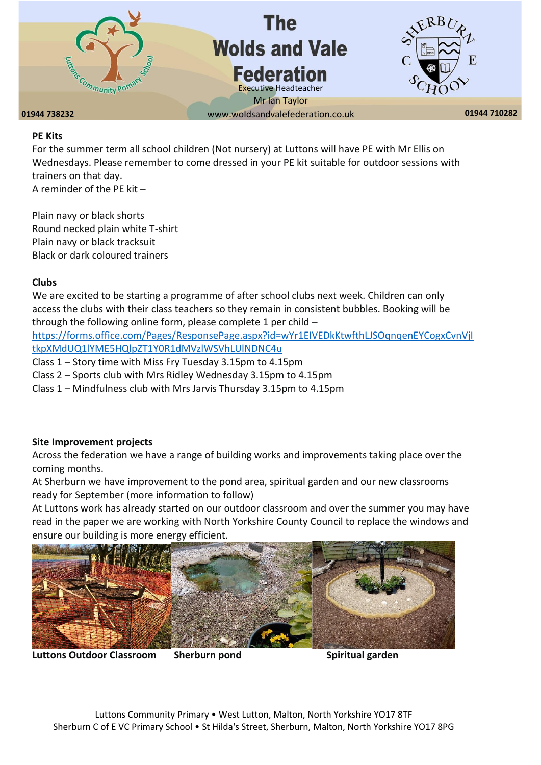## PE Kits

For the summer term all school children (Not nursery) at Luttons will have PE with Mr Ellis on Wednesdays. Please remember to come dressed in your PE kit suitable for outdoor sessions with trainers on that day.

A reminder of the PE kit –

Plain navy or black shorts
Round necked plain white T-shirt
Plain navy or black tracksuit
Black or dark coloured trainers

## Clubs

We are excited to be starting a programme of after school clubs next week. Children can only access the clubs with their class teachers so they remain in consistent bubbles. Booking will be through the following online form, please complete 1 per child –
https://forms.office.com/Pages/ResponsePage.aspx?id=wYr1EIVEDkKtwfthLJSOqnqenEYCogxCvnVjItkpXMdUQ1lYME5HQlpZT1Y0R1dMVzlWSVhLUlNDNC4u

Class 1 – Story time with Miss Fry Tuesday 3.15pm to 4.15pm
Class 2 – Sports club with Mrs Ridley Wednesday 3.15pm to 4.15pm
Class 1 – Mindfulness club with Mrs Jarvis Thursday 3.15pm to 4.15pm

## Site Improvement projects

Across the federation we have a range of building works and improvements taking place over the coming months.

At Sherburn we have improvement to the pond area, spiritual garden and our new classrooms ready for September (more information to follow)

At Luttons work has already started on our outdoor classroom and over the summer you may have read in the paper we are working with North Yorkshire County Council to replace the windows and ensure our building is more energy efficient.

**Luttons Outdoor Classroom** **Sherburn pond** **Spiritual garden**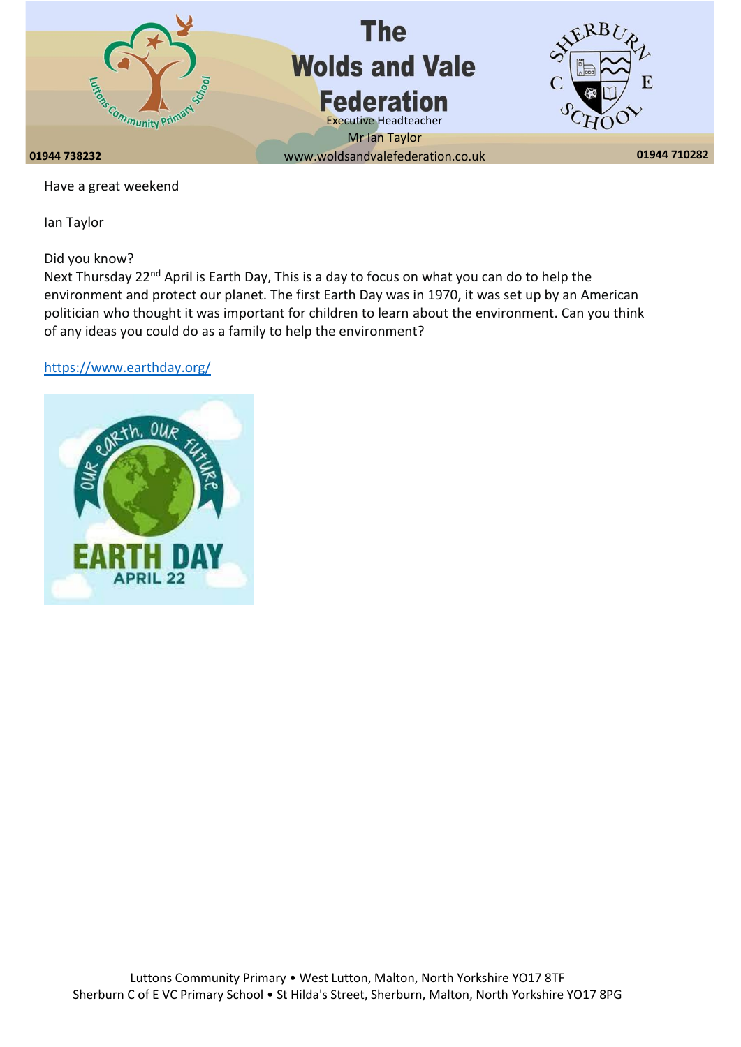Have a great weekend

Ian Taylor

Did you know?
Next Thursday 22nd April is Earth Day, This is a day to focus on what you can do to help the environment and protect our planet. The first Earth Day was in 1970, it was set up by an American politician who thought it was important for children to learn about the environment. Can you think of any ideas you could do as a family to help the environment?

https://www.earthday.org/